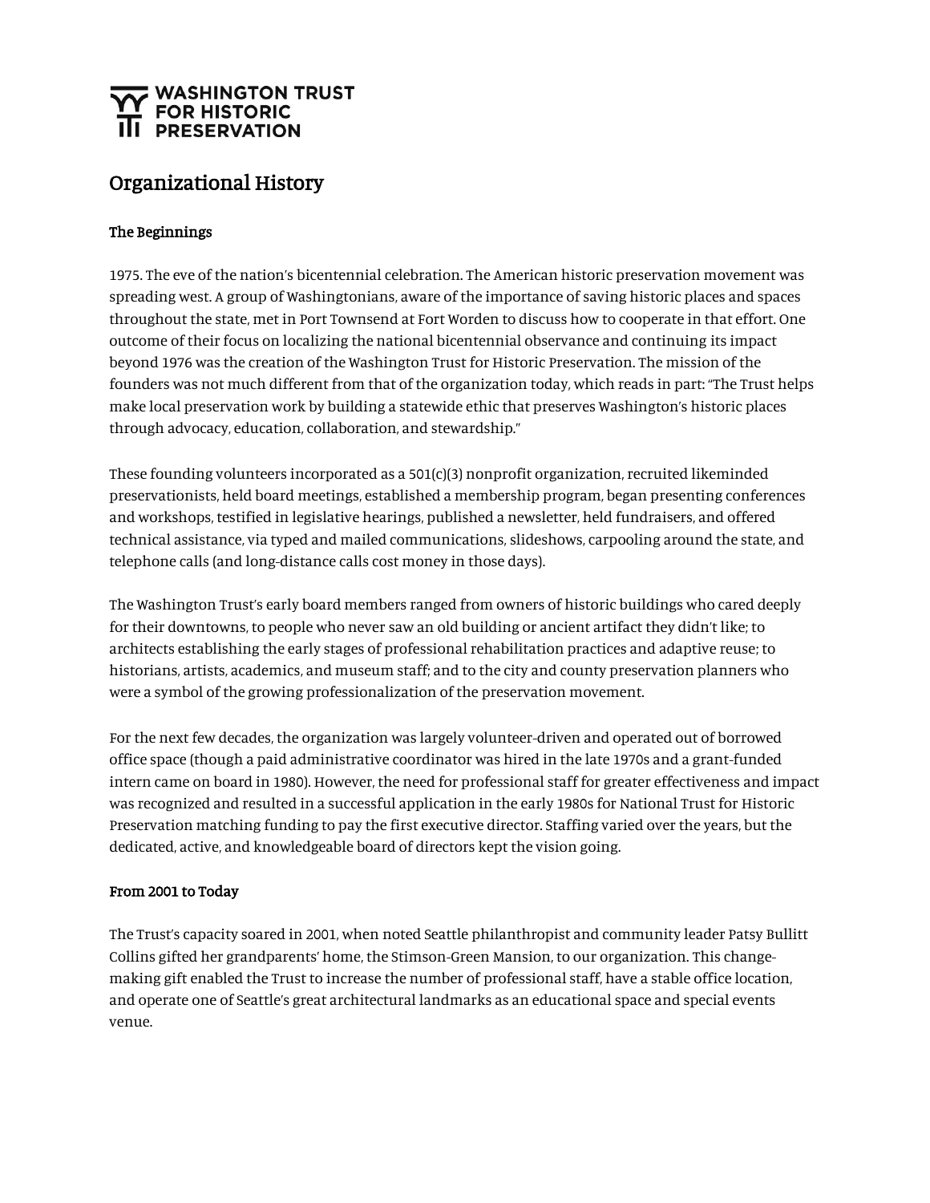WASHINGTON TRUST FOR HISTORIC PRESERVATION

# Organizational History

## The Beginnings

1975. The eve of the nation's bicentennial celebration. The American historic preservation movement was spreading west. A group of Washingtonians, aware of the importance of saving historic places and spaces throughout the state, met in Port Townsend at Fort Worden to discuss how to cooperate in that effort. One outcome of their focus on localizing the national bicentennial observance and continuing its impact beyond 1976 was the creation of the Washington Trust for Historic Preservation. The mission of the founders was not much different from that of the organization today, which reads in part: "The Trust helps make local preservation work by building a statewide ethic that preserves Washington's historic places through advocacy, education, collaboration, and stewardship."

These founding volunteers incorporated as a 501(c)(3) nonprofit organization, recruited likeminded preservationists, held board meetings, established a membership program, began presenting conferences and workshops, testified in legislative hearings, published a newsletter, held fundraisers, and offered technical assistance, via typed and mailed communications, slideshows, carpooling around the state, and telephone calls (and long-distance calls cost money in those days).

The Washington Trust's early board members ranged from owners of historic buildings who cared deeply for their downtowns, to people who never saw an old building or ancient artifact they didn't like; to architects establishing the early stages of professional rehabilitation practices and adaptive reuse; to historians, artists, academics, and museum staff; and to the city and county preservation planners who were a symbol of the growing professionalization of the preservation movement.

For the next few decades, the organization was largely volunteer-driven and operated out of borrowed office space (though a paid administrative coordinator was hired in the late 1970s and a grant-funded intern came on board in 1980). However, the need for professional staff for greater effectiveness and impact was recognized and resulted in a successful application in the early 1980s for National Trust for Historic Preservation matching funding to pay the first executive director. Staffing varied over the years, but the dedicated, active, and knowledgeable board of directors kept the vision going.

## From 2001 to Today

The Trust's capacity soared in 2001, when noted Seattle philanthropist and community leader Patsy Bullitt Collins gifted her grandparents' home, the Stimson-Green Mansion, to our organization. This change-making gift enabled the Trust to increase the number of professional staff, have a stable office location, and operate one of Seattle's great architectural landmarks as an educational space and special events venue.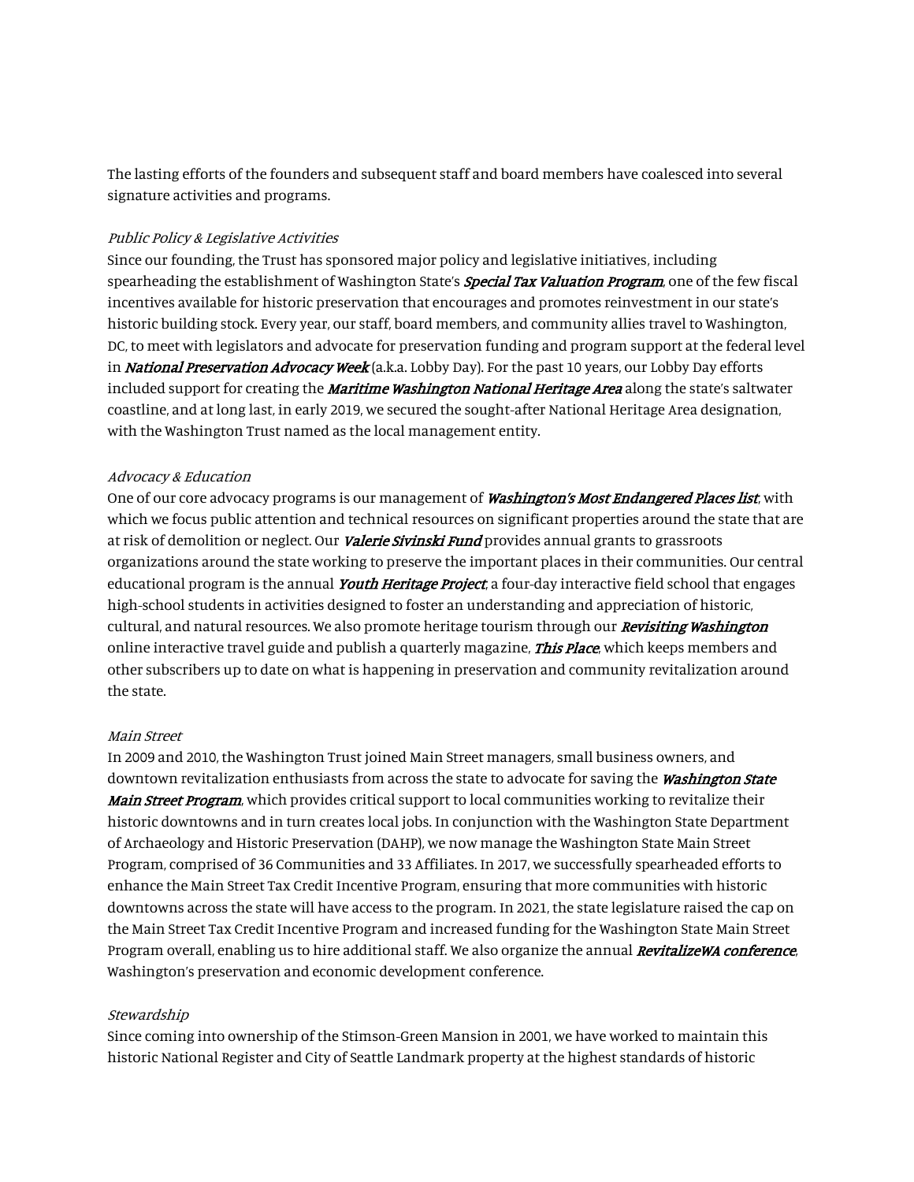The lasting efforts of the founders and subsequent staff and board members have coalesced into several signature activities and programs.

*Public Policy & Legislative Activities*

Since our founding, the Trust has sponsored major policy and legislative initiatives, including spearheading the establishment of Washington State's ***Special Tax Valuation Program***, one of the few fiscal incentives available for historic preservation that encourages and promotes reinvestment in our state's historic building stock. Every year, our staff, board members, and community allies travel to Washington, DC, to meet with legislators and advocate for preservation funding and program support at the federal level in ***National Preservation Advocacy Week*** (a.k.a. Lobby Day). For the past 10 years, our Lobby Day efforts included support for creating the ***Maritime Washington National Heritage Area*** along the state's saltwater coastline, and at long last, in early 2019, we secured the sought-after National Heritage Area designation, with the Washington Trust named as the local management entity.

*Advocacy & Education*

One of our core advocacy programs is our management of ***Washington's Most Endangered Places list***, with which we focus public attention and technical resources on significant properties around the state that are at risk of demolition or neglect. Our ***Valerie Sivinski Fund*** provides annual grants to grassroots organizations around the state working to preserve the important places in their communities. Our central educational program is the annual ***Youth Heritage Project***, a four-day interactive field school that engages high-school students in activities designed to foster an understanding and appreciation of historic, cultural, and natural resources. We also promote heritage tourism through our ***Revisiting Washington*** online interactive travel guide and publish a quarterly magazine, ***This Place***, which keeps members and other subscribers up to date on what is happening in preservation and community revitalization around the state.

*Main Street*

In 2009 and 2010, the Washington Trust joined Main Street managers, small business owners, and downtown revitalization enthusiasts from across the state to advocate for saving the ***Washington State Main Street Program***, which provides critical support to local communities working to revitalize their historic downtowns and in turn creates local jobs. In conjunction with the Washington State Department of Archaeology and Historic Preservation (DAHP), we now manage the Washington State Main Street Program, comprised of 36 Communities and 33 Affiliates. In 2017, we successfully spearheaded efforts to enhance the Main Street Tax Credit Incentive Program, ensuring that more communities with historic downtowns across the state will have access to the program. In 2021, the state legislature raised the cap on the Main Street Tax Credit Incentive Program and increased funding for the Washington State Main Street Program overall, enabling us to hire additional staff. We also organize the annual ***RevitalizeWA conference***, Washington's preservation and economic development conference.

*Stewardship*

Since coming into ownership of the Stimson-Green Mansion in 2001, we have worked to maintain this historic National Register and City of Seattle Landmark property at the highest standards of historic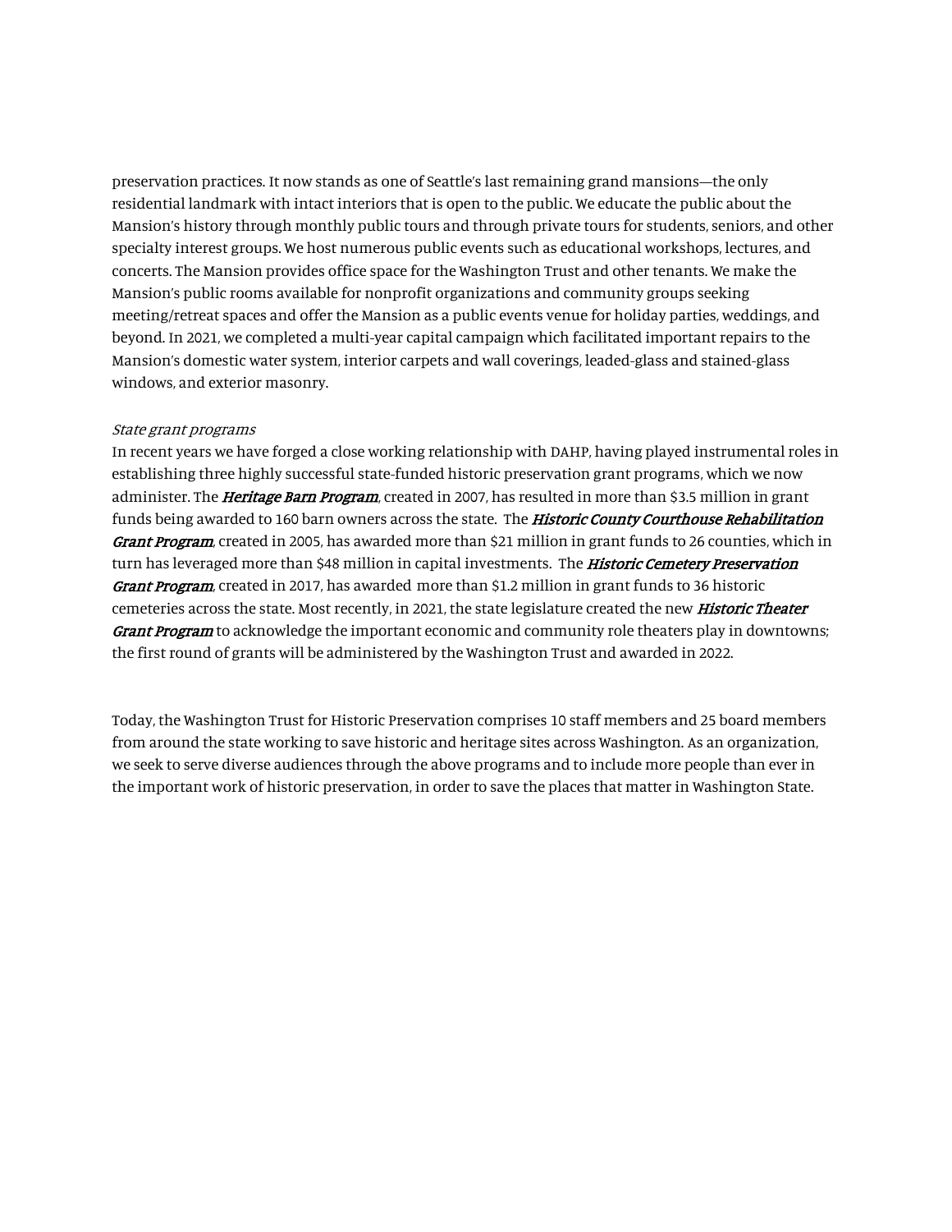preservation practices. It now stands as one of Seattle's last remaining grand mansions—the only residential landmark with intact interiors that is open to the public. We educate the public about the Mansion's history through monthly public tours and through private tours for students, seniors, and other specialty interest groups. We host numerous public events such as educational workshops, lectures, and concerts. The Mansion provides office space for the Washington Trust and other tenants. We make the Mansion's public rooms available for nonprofit organizations and community groups seeking meeting/retreat spaces and offer the Mansion as a public events venue for holiday parties, weddings, and beyond. In 2021, we completed a multi-year capital campaign which facilitated important repairs to the Mansion's domestic water system, interior carpets and wall coverings, leaded-glass and stained-glass windows, and exterior masonry.

*State grant programs*

In recent years we have forged a close working relationship with DAHP, having played instrumental roles in establishing three highly successful state-funded historic preservation grant programs, which we now administer. The ***Heritage Barn Program***, created in 2007, has resulted in more than $3.5 million in grant funds being awarded to 160 barn owners across the state. The ***Historic County Courthouse Rehabilitation Grant Program***, created in 2005, has awarded more than $21 million in grant funds to 26 counties, which in turn has leveraged more than $48 million in capital investments. The ***Historic Cemetery Preservation Grant Program***, created in 2017, has awarded more than $1.2 million in grant funds to 36 historic cemeteries across the state. Most recently, in 2021, the state legislature created the new ***Historic Theater Grant Program*** to acknowledge the important economic and community role theaters play in downtowns; the first round of grants will be administered by the Washington Trust and awarded in 2022.

Today, the Washington Trust for Historic Preservation comprises 10 staff members and 25 board members from around the state working to save historic and heritage sites across Washington. As an organization, we seek to serve diverse audiences through the above programs and to include more people than ever in the important work of historic preservation, in order to save the places that matter in Washington State.